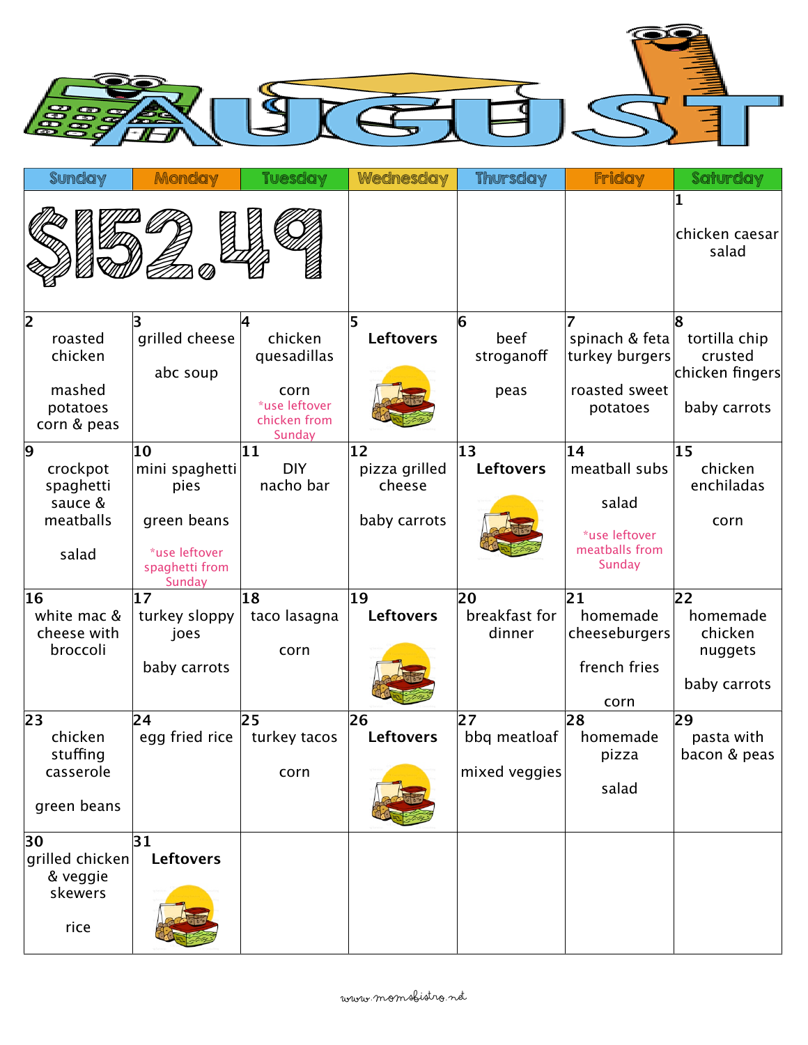# AUGUST

| Sunday | Monday | Tuesday | Wednesday | Thursday | Friday | Saturday |
|---|---|---|---|---|---|---|
| $152.49 | | | | | | 1 chicken caesar salad |
| 2 roasted chicken<br><br>mashed potatoes corn & peas | 3 grilled cheese<br><br>abc soup | 4 chicken quesadillas<br><br>corn<br>*use leftover chicken from Sunday | 5 **Leftovers** | 6 beef stroganoff<br><br>peas | 7 spinach & feta turkey burgers<br><br>roasted sweet potatoes | 8 tortilla chip crusted chicken fingers<br><br>baby carrots |
| 9 crockpot spaghetti sauce & meatballs<br><br>salad | 10 mini spaghetti pies<br><br>green beans<br><br>*use leftover spaghetti from Sunday | 11 DIY nacho bar | 12 pizza grilled cheese<br><br>baby carrots | 13 **Leftovers** | 14 meatball subs<br><br>salad<br><br>*use leftover meatballs from Sunday | 15 chicken enchiladas<br><br>corn |
| 16 white mac & cheese with broccoli | 17 turkey sloppy joes<br><br>baby carrots | 18 taco lasagna<br><br>corn | 19 **Leftovers** | 20 breakfast for dinner | 21 homemade cheeseburgers<br><br>french fries<br><br>corn | 22 homemade chicken nuggets<br><br>baby carrots |
| 23 chicken stuffing casserole<br><br>green beans | 24 egg fried rice | 25 turkey tacos<br><br>corn | 26 **Leftovers** | 27 bbq meatloaf<br><br>mixed veggies | 28 homemade pizza<br><br>salad | 29 pasta with bacon & peas |
| 30 grilled chicken & veggie skewers<br><br>rice | 31 **Leftovers** | | | | | |

www.momsbistro.net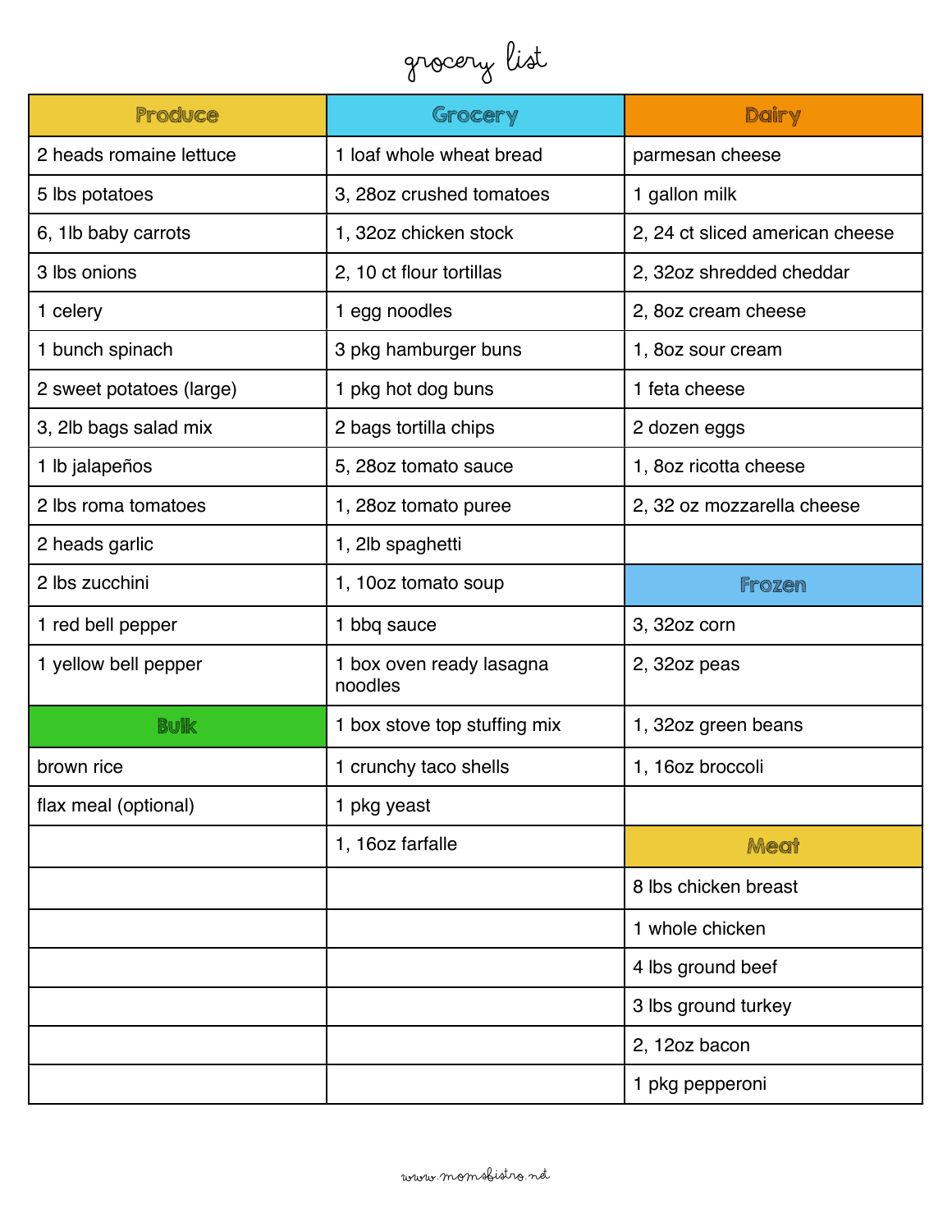# grocery list

| Produce | Grocery | Dairy |
|---|---|---|
| 2 heads romaine lettuce | 1 loaf whole wheat bread | parmesan cheese |
| 5 lbs potatoes | 3, 28oz crushed tomatoes | 1 gallon milk |
| 6, 1lb baby carrots | 1, 32oz chicken stock | 2, 24 ct sliced american cheese |
| 3 lbs onions | 2, 10 ct flour tortillas | 2, 32oz shredded cheddar |
| 1 celery | 1 egg noodles | 2, 8oz cream cheese |
| 1 bunch spinach | 3 pkg hamburger buns | 1, 8oz sour cream |
| 2 sweet potatoes (large) | 1 pkg hot dog buns | 1 feta cheese |
| 3, 2lb bags salad mix | 2 bags tortilla chips | 2 dozen eggs |
| 1 lb jalapeños | 5, 28oz tomato sauce | 1, 8oz ricotta cheese |
| 2 lbs roma tomatoes | 1, 28oz tomato puree | 2, 32 oz mozzarella cheese |
| 2 heads garlic | 1, 2lb spaghetti | |
| 2 lbs zucchini | 1, 10oz tomato soup | **Frozen** |
| 1 red bell pepper | 1 bbq sauce | 3, 32oz corn |
| 1 yellow bell pepper | 1 box oven ready lasagna noodles | 2, 32oz peas |
| **Bulk** | 1 box stove top stuffing mix | 1, 32oz green beans |
| brown rice | 1 crunchy taco shells | 1, 16oz broccoli |
| flax meal (optional) | 1 pkg yeast | |
| | 1, 16oz farfalle | **Meat** |
| | | 8 lbs chicken breast |
| | | 1 whole chicken |
| | | 4 lbs ground beef |
| | | 3 lbs ground turkey |
| | | 2, 12oz bacon |
| | | 1 pkg pepperoni |

www.momsbistro.net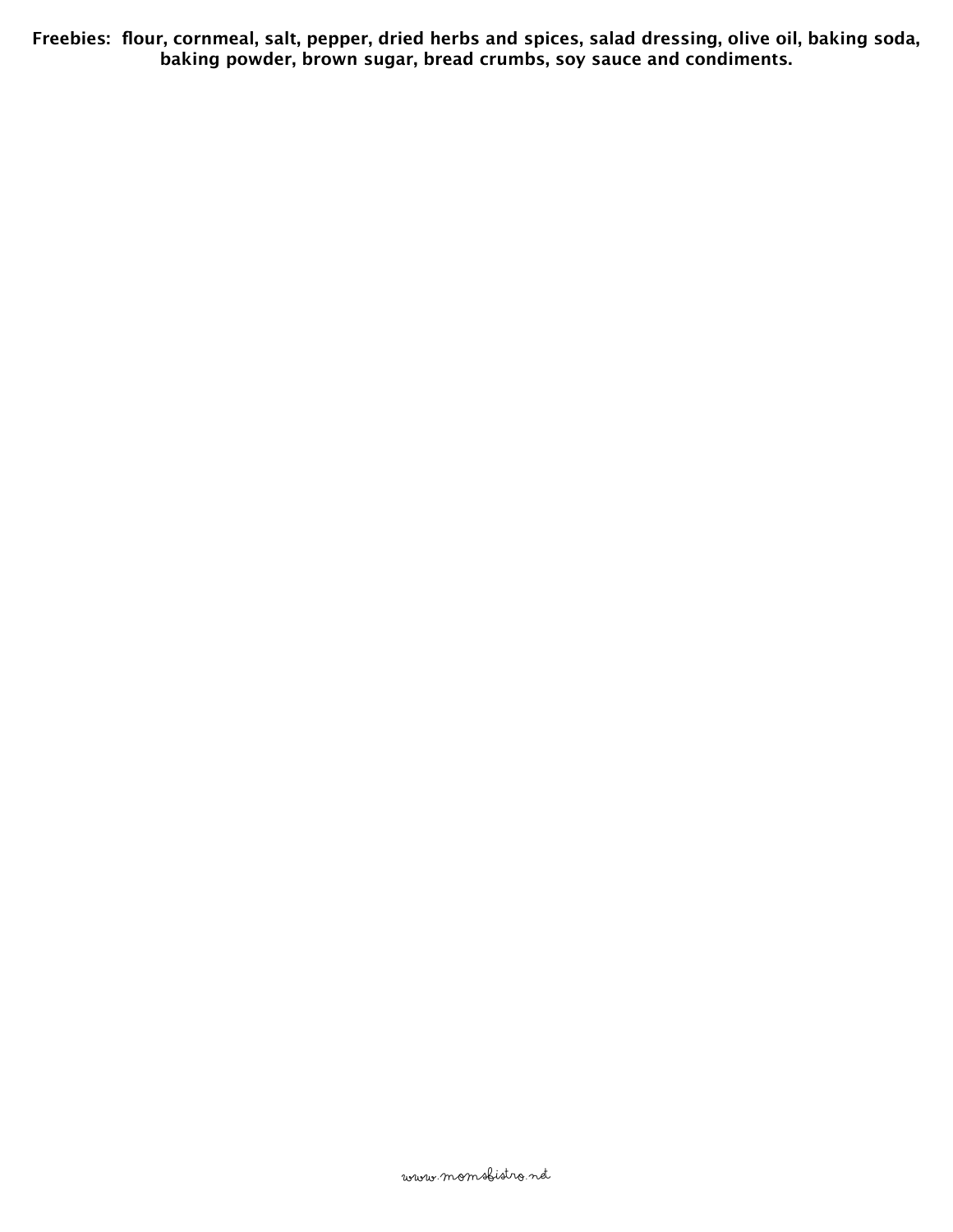**Freebies: flour, cornmeal, salt, pepper, dried herbs and spices, salad dressing, olive oil, baking soda, baking powder, brown sugar, bread crumbs, soy sauce and condiments.**